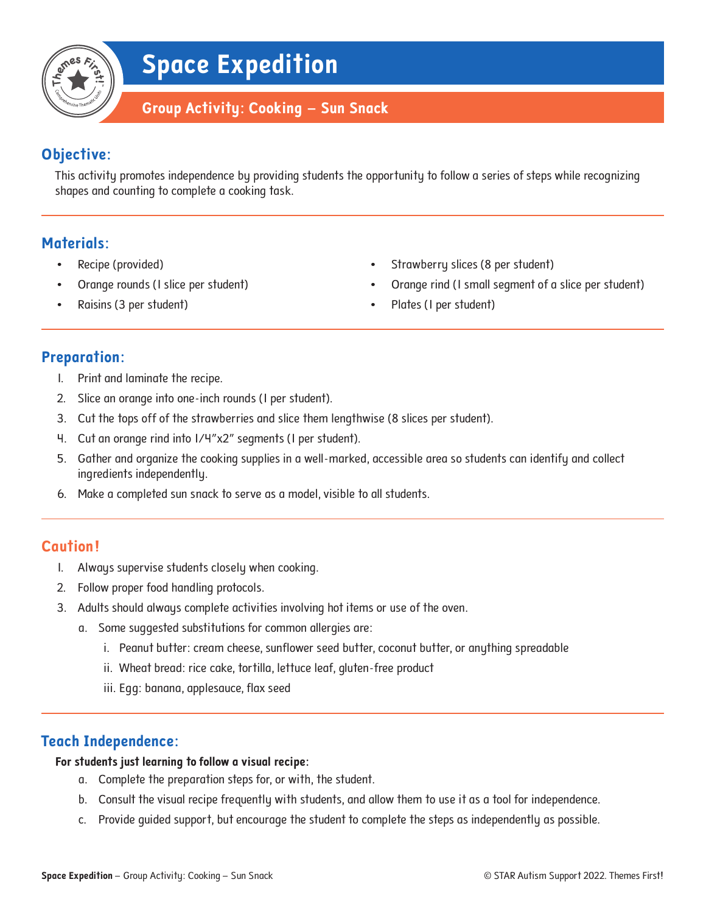# Space Expedition

## Group Activity: Cooking – Sun Snack

### Objective:

This activity promotes independence by providing students the opportunity to follow a series of steps while recognizing shapes and counting to complete a cooking task.

### Materials:

- Recipe (provided)
- Orange rounds (1 slice per student)
- Raisins (3 per student)
- Strawberry slices (8 per student)
- Orange rind (1 small segment of a slice per student)
- Plates (1 per student)

### Preparation:

1. Print and laminate the recipe.
2. Slice an orange into one-inch rounds (1 per student).
3. Cut the tops off of the strawberries and slice them lengthwise (8 slices per student).
4. Cut an orange rind into 1/4"x2" segments (1 per student).
5. Gather and organize the cooking supplies in a well-marked, accessible area so students can identify and collect ingredients independently.
6. Make a completed sun snack to serve as a model, visible to all students.

### Caution!

1. Always supervise students closely when cooking.
2. Follow proper food handling protocols.
3. Adults should always complete activities involving hot items or use of the oven.
    a. Some suggested substitutions for common allergies are:
        i. Peanut butter: cream cheese, sunflower seed butter, coconut butter, or anything spreadable
        ii. Wheat bread: rice cake, tortilla, lettuce leaf, gluten-free product
        iii. Egg: banana, applesauce, flax seed

### Teach Independence:

**For students just learning to follow a visual recipe:**

a. Complete the preparation steps for, or with, the student.
b. Consult the visual recipe frequently with students, and allow them to use it as a tool for independence.
c. Provide guided support, but encourage the student to complete the steps as independently as possible.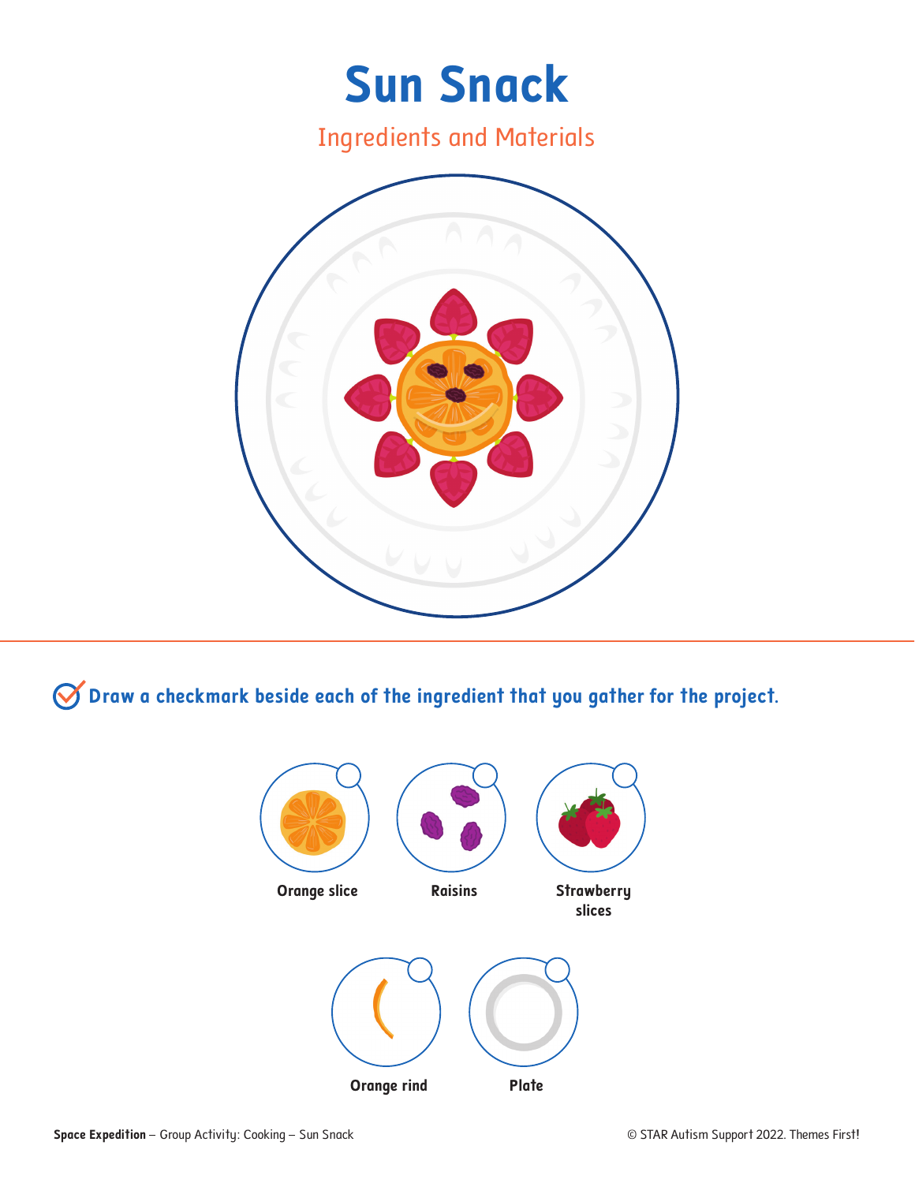# Sun Snack

## Ingredients and Materials

Draw a checkmark beside each of the ingredient that you gather for the project.

- Orange slice
- Raisins
- Strawberry slices
- Orange rind
- Plate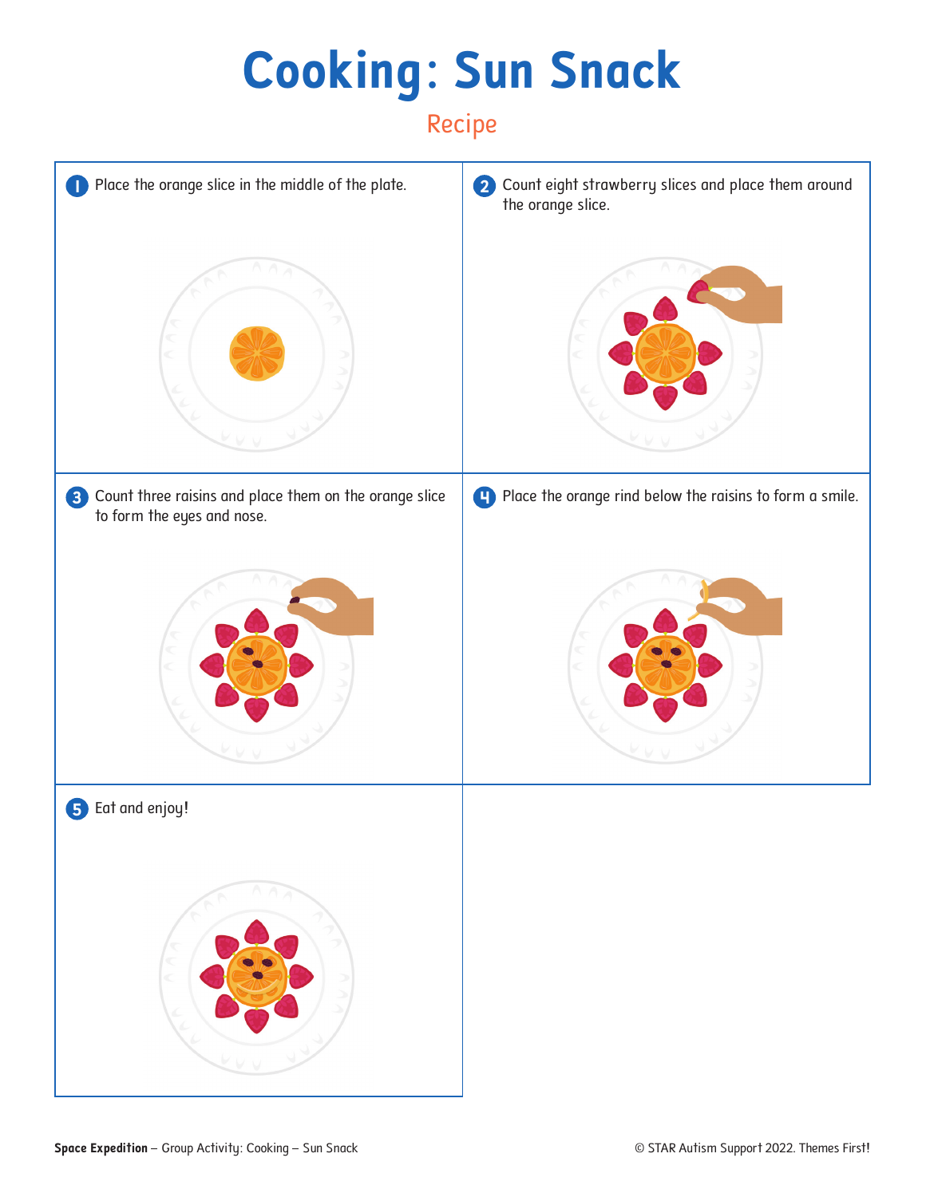# Cooking: Sun Snack

## Recipe

1. Place the orange slice in the middle of the plate.
2. Count eight strawberry slices and place them around the orange slice.
3. Count three raisins and place them on the orange slice to form the eyes and nose.
4. Place the orange rind below the raisins to form a smile.
5. Eat and enjoy!